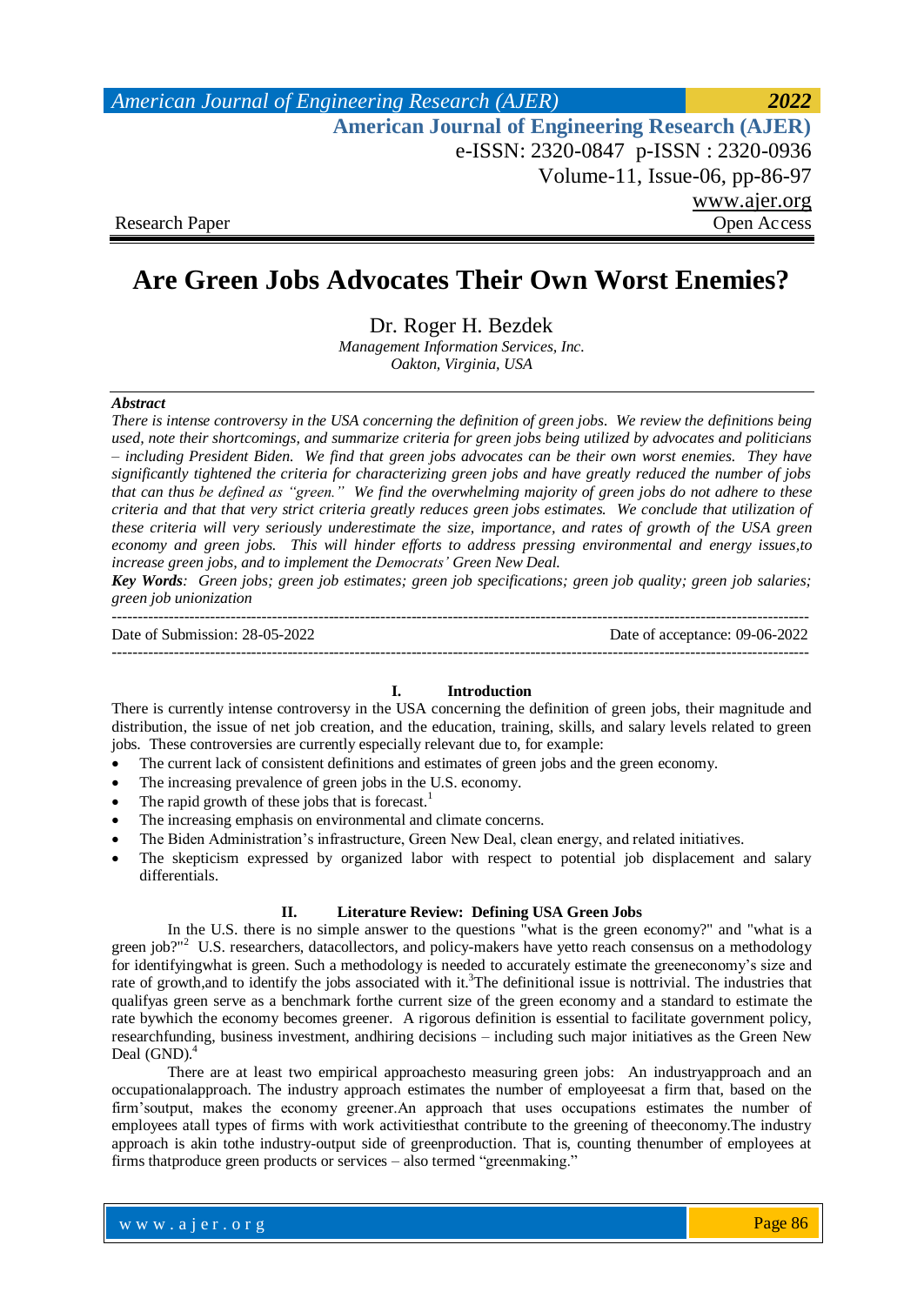Research Paper | Open Access

# Are Green Jobs Advocates Their Own Worst Enemies?

Dr. Roger H. Bezdek

*Management Information Services, Inc.*
*Oakton, Virginia, USA*

***Abstract***

*There is intense controversy in the USA concerning the definition of green jobs. We review the definitions being used, note their shortcomings, and summarize criteria for green jobs being utilized by advocates and politicians – including President Biden. We find that green jobs advocates can be their own worst enemies. They have significantly tightened the criteria for characterizing green jobs and have greatly reduced the number of jobs that can thus be defined as "green." We find the overwhelming majority of green jobs do not adhere to these criteria and that that very strict criteria greatly reduces green jobs estimates. We conclude that utilization of these criteria will very seriously underestimate the size, importance, and rates of growth of the USA green economy and green jobs. This will hinder efforts to address pressing environmental and energy issues,to increase green jobs, and to implement the Democrats' Green New Deal.*

***Key Words****: Green jobs; green job estimates; green job specifications; green job quality; green job salaries; green job unionization*

Date of Submission: 28-05-2022 | Date of acceptance: 09-06-2022

## I. Introduction

There is currently intense controversy in the USA concerning the definition of green jobs, their magnitude and distribution, the issue of net job creation, and the education, training, skills, and salary levels related to green jobs. These controversies are currently especially relevant due to, for example:

- The current lack of consistent definitions and estimates of green jobs and the green economy.
- The increasing prevalence of green jobs in the U.S. economy.
- The rapid growth of these jobs that is forecast.[1]
- The increasing emphasis on environmental and climate concerns.
- The Biden Administration's infrastructure, Green New Deal, clean energy, and related initiatives.
- The skepticism expressed by organized labor with respect to potential job displacement and salary differentials.

## II. Literature Review: Defining USA Green Jobs

In the U.S. there is no simple answer to the questions "what is the green economy?" and "what is a green job?"[2] U.S. researchers, datacollectors, and policy-makers have yetto reach consensus on a methodology for identifyingwhat is green. Such a methodology is needed to accurately estimate the greeneconomy's size and rate of growth,and to identify the jobs associated with it.[3]The definitional issue is nottrivial. The industries that qualifyas green serve as a benchmark forthe current size of the green economy and a standard to estimate the rate bywhich the economy becomes greener. A rigorous definition is essential to facilitate government policy, researchfunding, business investment, andhiring decisions – including such major initiatives as the Green New Deal (GND).[4]

There are at least two empirical approachesto measuring green jobs: An industryapproach and an occupationalapproach. The industry approach estimates the number of employeesat a firm that, based on the firm'soutput, makes the economy greener.An approach that uses occupations estimates the number of employees atall types of firms with work activitiesthat contribute to the greening of theeconomy.The industry approach is akin tothe industry-output side of greenproduction. That is, counting thenumber of employees at firms thatproduce green products or services – also termed "greenmaking."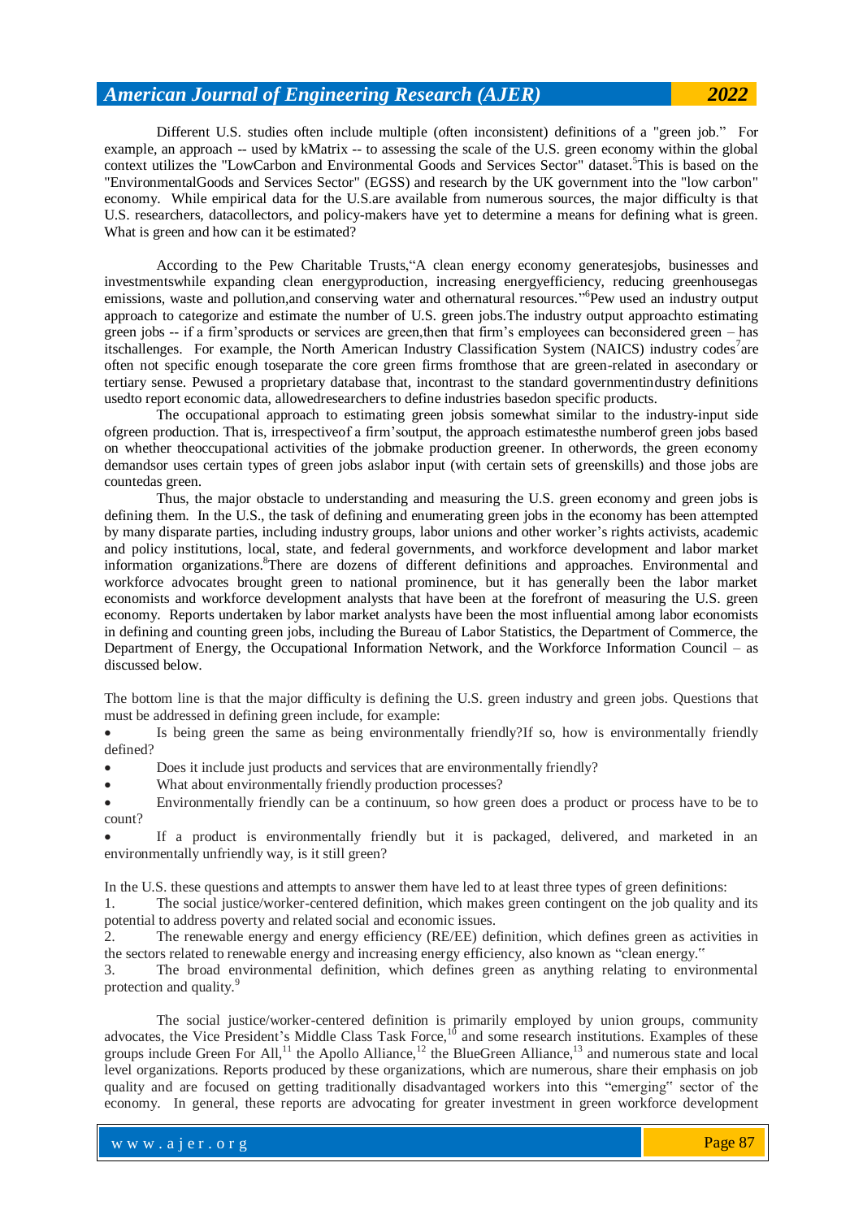Different U.S. studies often include multiple (often inconsistent) definitions of a "green job." For example, an approach -- used by kMatrix -- to assessing the scale of the U.S. green economy within the global context utilizes the "LowCarbon and Environmental Goods and Services Sector" dataset.[5]This is based on the "EnvironmentalGoods and Services Sector" (EGSS) and research by the UK government into the "low carbon" economy. While empirical data for the U.S.are available from numerous sources, the major difficulty is that U.S. researchers, datacollectors, and policy-makers have yet to determine a means for defining what is green. What is green and how can it be estimated?

According to the Pew Charitable Trusts,"A clean energy economy generatesjobs, businesses and investmentswhile expanding clean energyproduction, increasing energyefficiency, reducing greenhousegas emissions, waste and pollution,and conserving water and othernatural resources."[6]Pew used an industry output approach to categorize and estimate the number of U.S. green jobs.The industry output approachto estimating green jobs -- if a firm'sproducts or services are green,then that firm's employees can beconsidered green – has itschallenges. For example, the North American Industry Classification System (NAICS) industry codes[7]are often not specific enough toseparate the core green firms fromthose that are green-related in asecondary or tertiary sense. Pewused a proprietary database that, incontrast to the standard governmentindustry definitions usedto report economic data, allowedresearchers to define industries basedon specific products.

The occupational approach to estimating green jobsis somewhat similar to the industry-input side ofgreen production. That is, irrespectiveof a firm'soutput, the approach estimatesthe numberof green jobs based on whether theoccupational activities of the jobmake production greener. In otherwords, the green economy demandsor uses certain types of green jobs aslabor input (with certain sets of greenskills) and those jobs are countedas green.

Thus, the major obstacle to understanding and measuring the U.S. green economy and green jobs is defining them. In the U.S., the task of defining and enumerating green jobs in the economy has been attempted by many disparate parties, including industry groups, labor unions and other worker's rights activists, academic and policy institutions, local, state, and federal governments, and workforce development and labor market information organizations.[8]There are dozens of different definitions and approaches. Environmental and workforce advocates brought green to national prominence, but it has generally been the labor market economists and workforce development analysts that have been at the forefront of measuring the U.S. green economy. Reports undertaken by labor market analysts have been the most influential among labor economists in defining and counting green jobs, including the Bureau of Labor Statistics, the Department of Commerce, the Department of Energy, the Occupational Information Network, and the Workforce Information Council – as discussed below.

The bottom line is that the major difficulty is defining the U.S. green industry and green jobs. Questions that must be addressed in defining green include, for example:

- Is being green the same as being environmentally friendly?If so, how is environmentally friendly defined?
- Does it include just products and services that are environmentally friendly?
- What about environmentally friendly production processes?
- Environmentally friendly can be a continuum, so how green does a product or process have to be to count?
- If a product is environmentally friendly but it is packaged, delivered, and marketed in an environmentally unfriendly way, is it still green?

In the U.S. these questions and attempts to answer them have led to at least three types of green definitions:

1. The social justice/worker-centered definition, which makes green contingent on the job quality and its potential to address poverty and related social and economic issues.
2. The renewable energy and energy efficiency (RE/EE) definition, which defines green as activities in the sectors related to renewable energy and increasing energy efficiency, also known as "clean energy."
3. The broad environmental definition, which defines green as anything relating to environmental protection and quality.[9]

The social justice/worker-centered definition is primarily employed by union groups, community advocates, the Vice President's Middle Class Task Force,[10] and some research institutions. Examples of these groups include Green For All,[11] the Apollo Alliance,[12] the BlueGreen Alliance,[13] and numerous state and local level organizations. Reports produced by these organizations, which are numerous, share their emphasis on job quality and are focused on getting traditionally disadvantaged workers into this "emerging" sector of the economy. In general, these reports are advocating for greater investment in green workforce development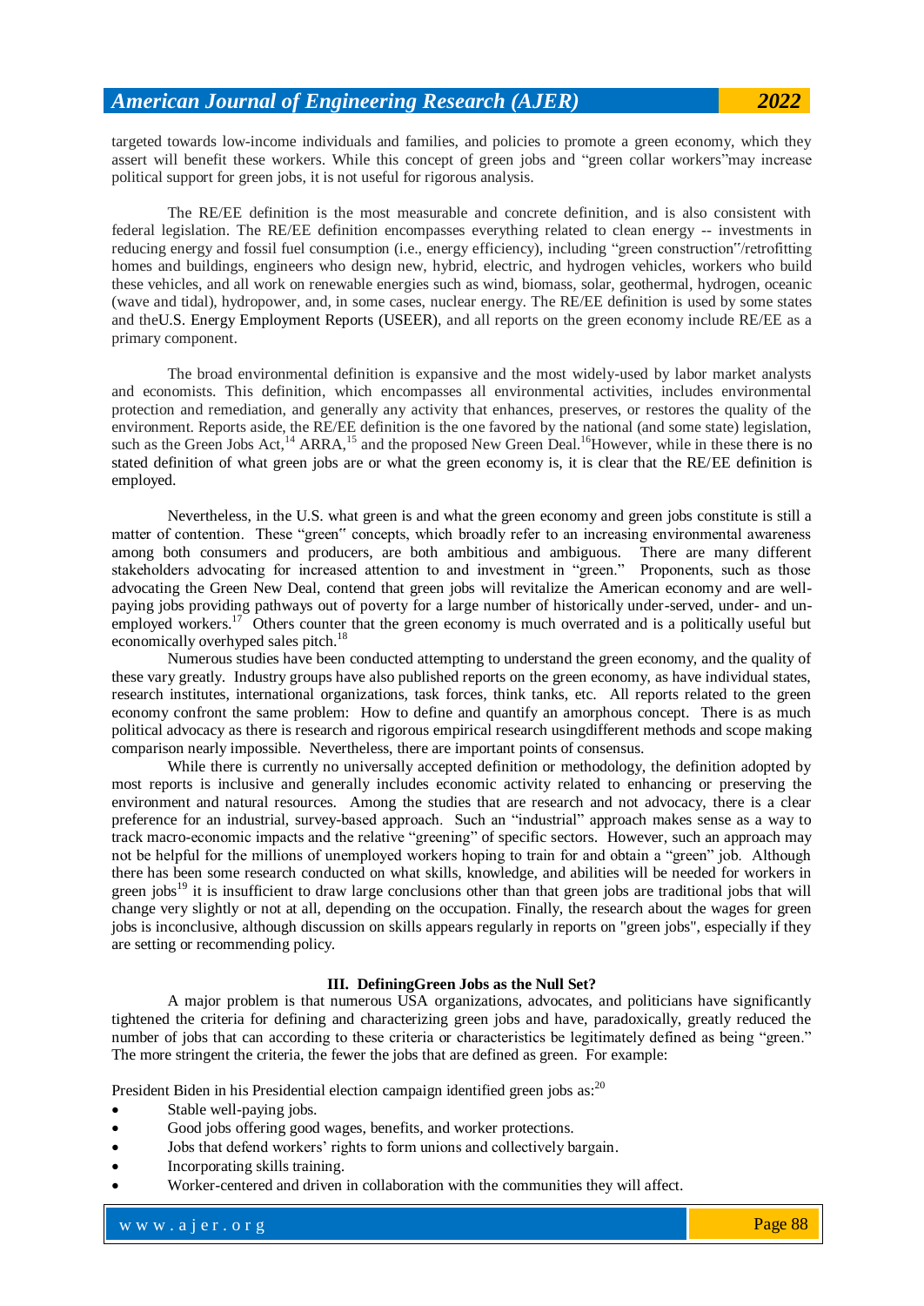targeted towards low-income individuals and families, and policies to promote a green economy, which they assert will benefit these workers. While this concept of green jobs and "green collar workers"may increase political support for green jobs, it is not useful for rigorous analysis.

The RE/EE definition is the most measurable and concrete definition, and is also consistent with federal legislation. The RE/EE definition encompasses everything related to clean energy -- investments in reducing energy and fossil fuel consumption (i.e., energy efficiency), including "green construction"/retrofitting homes and buildings, engineers who design new, hybrid, electric, and hydrogen vehicles, workers who build these vehicles, and all work on renewable energies such as wind, biomass, solar, geothermal, hydrogen, oceanic (wave and tidal), hydropower, and, in some cases, nuclear energy. The RE/EE definition is used by some states and theU.S. Energy Employment Reports (USEER), and all reports on the green economy include RE/EE as a primary component.

The broad environmental definition is expansive and the most widely-used by labor market analysts and economists. This definition, which encompasses all environmental activities, includes environmental protection and remediation, and generally any activity that enhances, preserves, or restores the quality of the environment. Reports aside, the RE/EE definition is the one favored by the national (and some state) legislation, such as the Green Jobs Act,[14] ARRA,[15] and the proposed New Green Deal.[16]However, while in these there is no stated definition of what green jobs are or what the green economy is, it is clear that the RE/EE definition is employed.

Nevertheless, in the U.S. what green is and what the green economy and green jobs constitute is still a matter of contention. These "green" concepts, which broadly refer to an increasing environmental awareness among both consumers and producers, are both ambitious and ambiguous. There are many different stakeholders advocating for increased attention to and investment in "green." Proponents, such as those advocating the Green New Deal, contend that green jobs will revitalize the American economy and are well-paying jobs providing pathways out of poverty for a large number of historically under-served, under- and un-employed workers.[17] Others counter that the green economy is much overrated and is a politically useful but economically overhyped sales pitch.[18]

Numerous studies have been conducted attempting to understand the green economy, and the quality of these vary greatly. Industry groups have also published reports on the green economy, as have individual states, research institutes, international organizations, task forces, think tanks, etc. All reports related to the green economy confront the same problem: How to define and quantify an amorphous concept. There is as much political advocacy as there is research and rigorous empirical research usingdifferent methods and scope making comparison nearly impossible. Nevertheless, there are important points of consensus.

While there is currently no universally accepted definition or methodology, the definition adopted by most reports is inclusive and generally includes economic activity related to enhancing or preserving the environment and natural resources. Among the studies that are research and not advocacy, there is a clear preference for an industrial, survey-based approach. Such an "industrial" approach makes sense as a way to track macro-economic impacts and the relative "greening" of specific sectors. However, such an approach may not be helpful for the millions of unemployed workers hoping to train for and obtain a "green" job. Although there has been some research conducted on what skills, knowledge, and abilities will be needed for workers in green jobs[19] it is insufficient to draw large conclusions other than that green jobs are traditional jobs that will change very slightly or not at all, depending on the occupation. Finally, the research about the wages for green jobs is inconclusive, although discussion on skills appears regularly in reports on "green jobs", especially if they are setting or recommending policy.

## III. DefiningGreen Jobs as the Null Set?

A major problem is that numerous USA organizations, advocates, and politicians have significantly tightened the criteria for defining and characterizing green jobs and have, paradoxically, greatly reduced the number of jobs that can according to these criteria or characteristics be legitimately defined as being "green." The more stringent the criteria, the fewer the jobs that are defined as green. For example:

President Biden in his Presidential election campaign identified green jobs as:[20]

- Stable well-paying jobs.
- Good jobs offering good wages, benefits, and worker protections.
- Jobs that defend workers' rights to form unions and collectively bargain.
- Incorporating skills training.
- Worker-centered and driven in collaboration with the communities they will affect.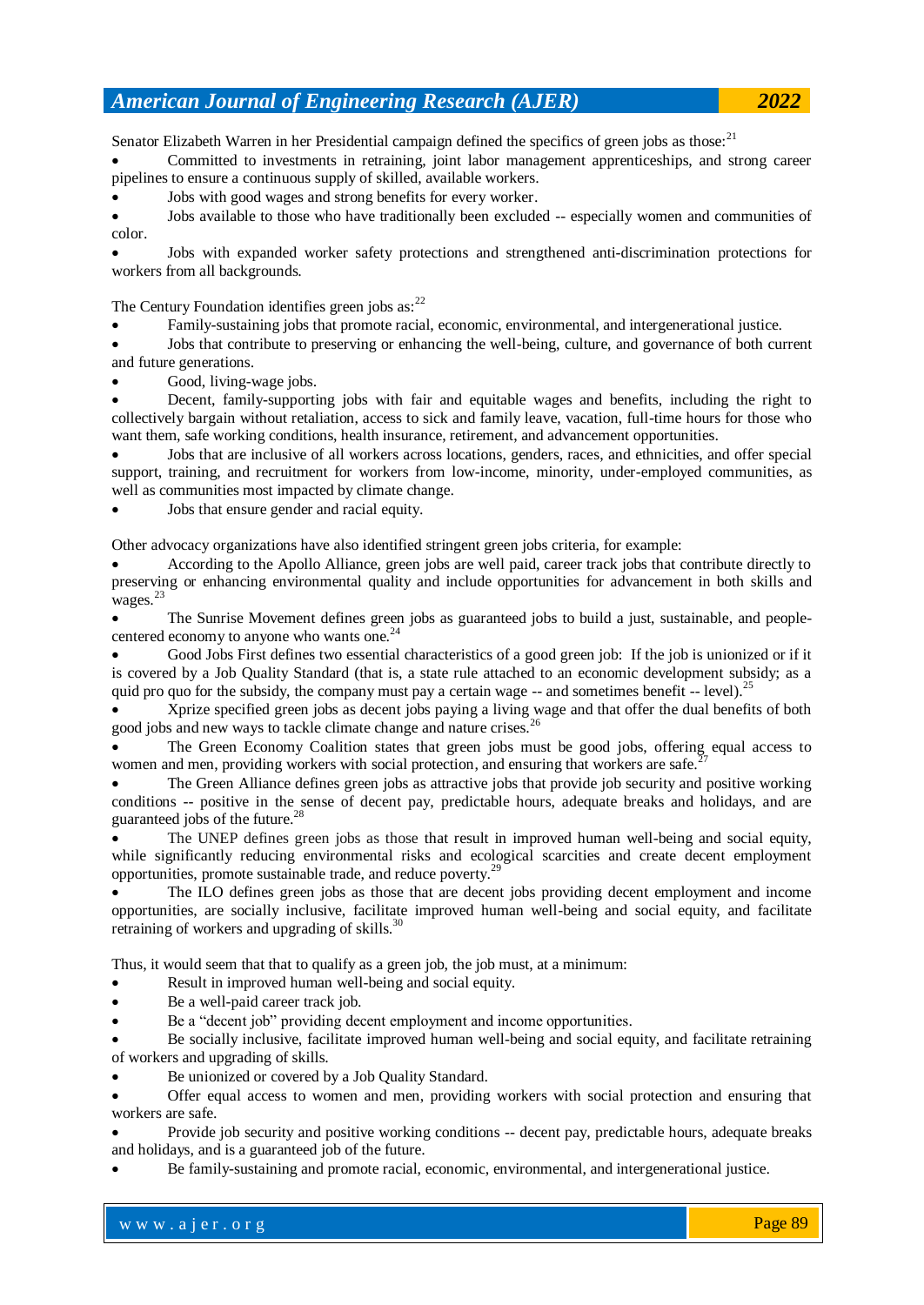Senator Elizabeth Warren in her Presidential campaign defined the specifics of green jobs as those:[21]

- Committed to investments in retraining, joint labor management apprenticeships, and strong career pipelines to ensure a continuous supply of skilled, available workers.
- Jobs with good wages and strong benefits for every worker.
- Jobs available to those who have traditionally been excluded -- especially women and communities of color.
- Jobs with expanded worker safety protections and strengthened anti-discrimination protections for workers from all backgrounds.

The Century Foundation identifies green jobs as:[22]

- Family-sustaining jobs that promote racial, economic, environmental, and intergenerational justice.
- Jobs that contribute to preserving or enhancing the well-being, culture, and governance of both current and future generations.
- Good, living-wage jobs.
- Decent, family-supporting jobs with fair and equitable wages and benefits, including the right to collectively bargain without retaliation, access to sick and family leave, vacation, full-time hours for those who want them, safe working conditions, health insurance, retirement, and advancement opportunities.
- Jobs that are inclusive of all workers across locations, genders, races, and ethnicities, and offer special support, training, and recruitment for workers from low-income, minority, under-employed communities, as well as communities most impacted by climate change.
- Jobs that ensure gender and racial equity.

Other advocacy organizations have also identified stringent green jobs criteria, for example:

- According to the Apollo Alliance, green jobs are well paid, career track jobs that contribute directly to preserving or enhancing environmental quality and include opportunities for advancement in both skills and wages.[23]
- The Sunrise Movement defines green jobs as guaranteed jobs to build a just, sustainable, and people-centered economy to anyone who wants one.[24]
- Good Jobs First defines two essential characteristics of a good green job: If the job is unionized or if it is covered by a Job Quality Standard (that is, a state rule attached to an economic development subsidy; as a quid pro quo for the subsidy, the company must pay a certain wage -- and sometimes benefit -- level).[25]
- Xprize specified green jobs as decent jobs paying a living wage and that offer the dual benefits of both good jobs and new ways to tackle climate change and nature crises.[26]
- The Green Economy Coalition states that green jobs must be good jobs, offering equal access to women and men, providing workers with social protection, and ensuring that workers are safe.[27]
- The Green Alliance defines green jobs as attractive jobs that provide job security and positive working conditions -- positive in the sense of decent pay, predictable hours, adequate breaks and holidays, and are guaranteed jobs of the future.[28]
- The UNEP defines green jobs as those that result in improved human well-being and social equity, while significantly reducing environmental risks and ecological scarcities and create decent employment opportunities, promote sustainable trade, and reduce poverty.[29]
- The ILO defines green jobs as those that are decent jobs providing decent employment and income opportunities, are socially inclusive, facilitate improved human well-being and social equity, and facilitate retraining of workers and upgrading of skills.[30]

Thus, it would seem that that to qualify as a green job, the job must, at a minimum:

- Result in improved human well-being and social equity.
- Be a well-paid career track job.
- Be a "decent job" providing decent employment and income opportunities.
- Be socially inclusive, facilitate improved human well-being and social equity, and facilitate retraining of workers and upgrading of skills.
- Be unionized or covered by a Job Quality Standard.
- Offer equal access to women and men, providing workers with social protection and ensuring that workers are safe.
- Provide job security and positive working conditions -- decent pay, predictable hours, adequate breaks and holidays, and is a guaranteed job of the future.
- Be family-sustaining and promote racial, economic, environmental, and intergenerational justice.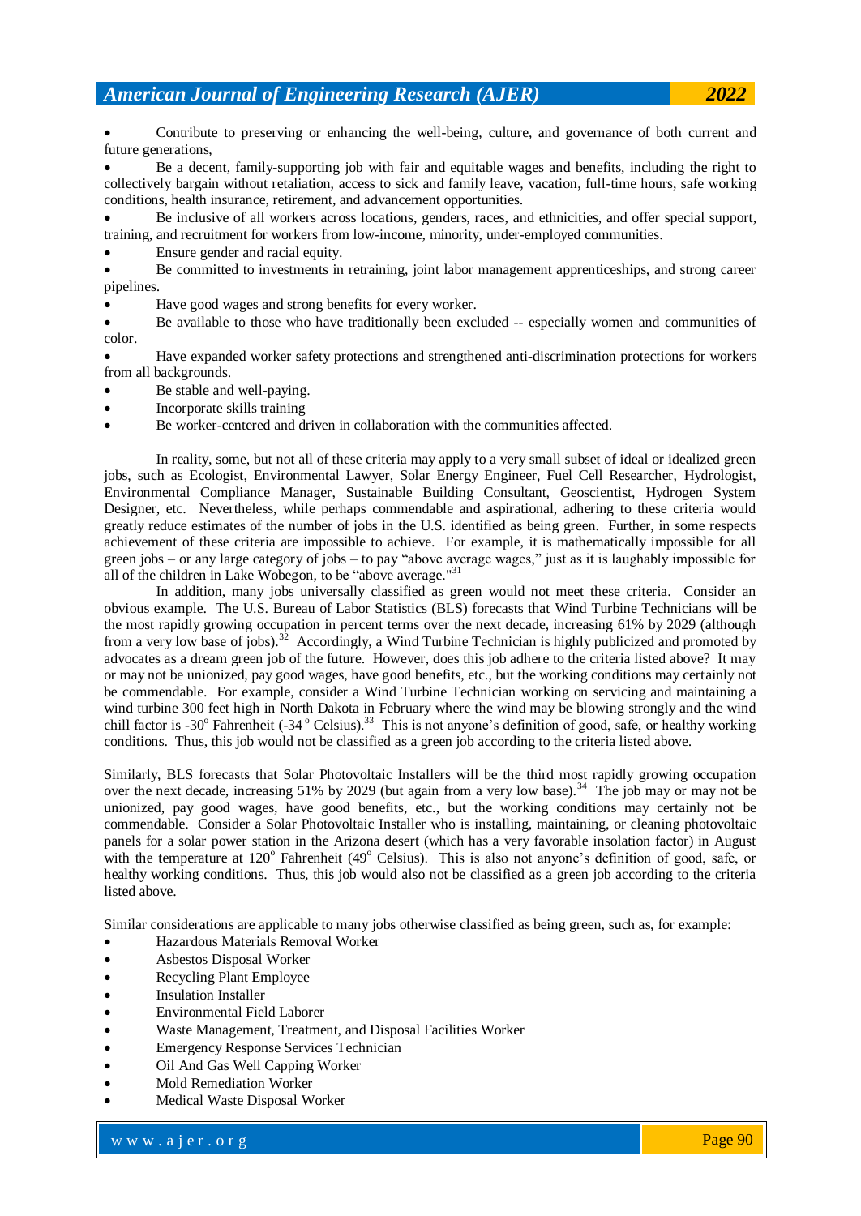- Contribute to preserving or enhancing the well-being, culture, and governance of both current and future generations,
- Be a decent, family-supporting job with fair and equitable wages and benefits, including the right to collectively bargain without retaliation, access to sick and family leave, vacation, full-time hours, safe working conditions, health insurance, retirement, and advancement opportunities.
- Be inclusive of all workers across locations, genders, races, and ethnicities, and offer special support, training, and recruitment for workers from low-income, minority, under-employed communities.
- Ensure gender and racial equity.
- Be committed to investments in retraining, joint labor management apprenticeships, and strong career pipelines.
- Have good wages and strong benefits for every worker.
- Be available to those who have traditionally been excluded -- especially women and communities of color.
- Have expanded worker safety protections and strengthened anti-discrimination protections for workers from all backgrounds.
- Be stable and well-paying.
- Incorporate skills training
- Be worker-centered and driven in collaboration with the communities affected.

In reality, some, but not all of these criteria may apply to a very small subset of ideal or idealized green jobs, such as Ecologist, Environmental Lawyer, Solar Energy Engineer, Fuel Cell Researcher, Hydrologist, Environmental Compliance Manager, Sustainable Building Consultant, Geoscientist, Hydrogen System Designer, etc. Nevertheless, while perhaps commendable and aspirational, adhering to these criteria would greatly reduce estimates of the number of jobs in the U.S. identified as being green. Further, in some respects achievement of these criteria are impossible to achieve. For example, it is mathematically impossible for all green jobs – or any large category of jobs – to pay "above average wages," just as it is laughably impossible for all of the children in Lake Wobegon, to be "above average."[31]

In addition, many jobs universally classified as green would not meet these criteria. Consider an obvious example. The U.S. Bureau of Labor Statistics (BLS) forecasts that Wind Turbine Technicians will be the most rapidly growing occupation in percent terms over the next decade, increasing 61% by 2029 (although from a very low base of jobs).[32] Accordingly, a Wind Turbine Technician is highly publicized and promoted by advocates as a dream green job of the future. However, does this job adhere to the criteria listed above? It may or may not be unionized, pay good wages, have good benefits, etc., but the working conditions may certainly not be commendable. For example, consider a Wind Turbine Technician working on servicing and maintaining a wind turbine 300 feet high in North Dakota in February where the wind may be blowing strongly and the wind chill factor is -30° Fahrenheit (-34° Celsius).[33] This is not anyone's definition of good, safe, or healthy working conditions. Thus, this job would not be classified as a green job according to the criteria listed above.

Similarly, BLS forecasts that Solar Photovoltaic Installers will be the third most rapidly growing occupation over the next decade, increasing 51% by 2029 (but again from a very low base).[34] The job may or may not be unionized, pay good wages, have good benefits, etc., but the working conditions may certainly not be commendable. Consider a Solar Photovoltaic Installer who is installing, maintaining, or cleaning photovoltaic panels for a solar power station in the Arizona desert (which has a very favorable insolation factor) in August with the temperature at 120° Fahrenheit (49° Celsius). This is also not anyone's definition of good, safe, or healthy working conditions. Thus, this job would also not be classified as a green job according to the criteria listed above.

Similar considerations are applicable to many jobs otherwise classified as being green, such as, for example:

- Hazardous Materials Removal Worker
- Asbestos Disposal Worker
- Recycling Plant Employee
- Insulation Installer
- Environmental Field Laborer
- Waste Management, Treatment, and Disposal Facilities Worker
- Emergency Response Services Technician
- Oil And Gas Well Capping Worker
- Mold Remediation Worker
- Medical Waste Disposal Worker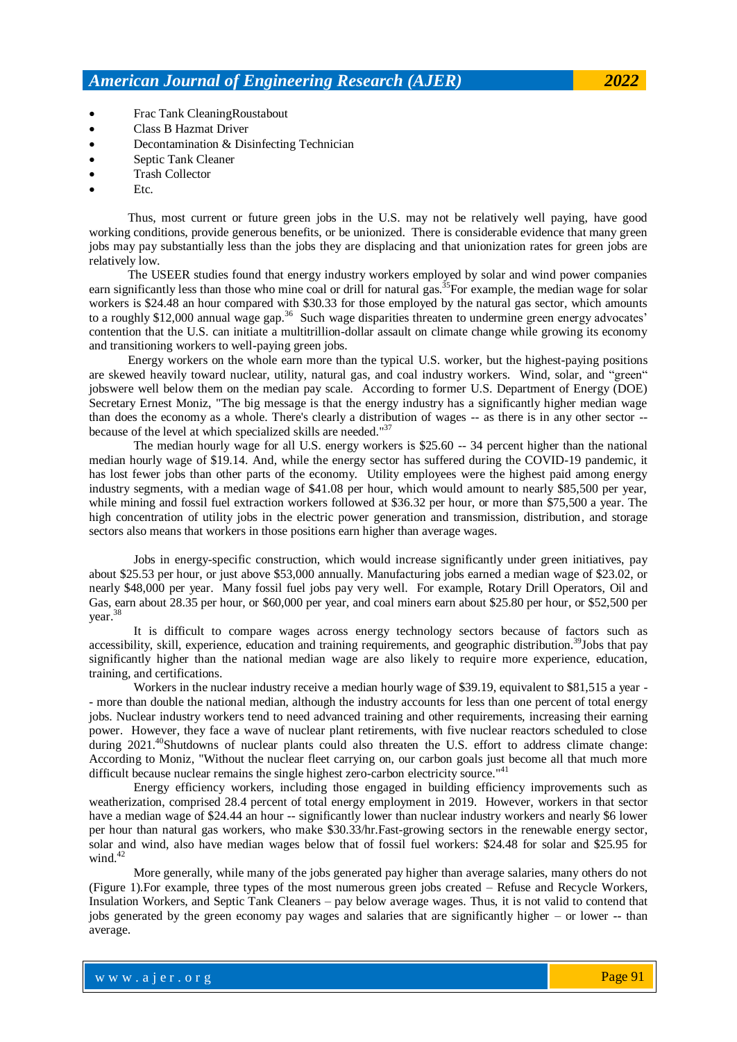- Frac Tank CleaningRoustabout
- Class B Hazmat Driver
- Decontamination & Disinfecting Technician
- Septic Tank Cleaner
- Trash Collector
- Etc.

Thus, most current or future green jobs in the U.S. may not be relatively well paying, have good working conditions, provide generous benefits, or be unionized. There is considerable evidence that many green jobs may pay substantially less than the jobs they are displacing and that unionization rates for green jobs are relatively low.

The USEER studies found that energy industry workers employed by solar and wind power companies earn significantly less than those who mine coal or drill for natural gas.[35]For example, the median wage for solar workers is $24.48 an hour compared with $30.33 for those employed by the natural gas sector, which amounts to a roughly $12,000 annual wage gap.[36] Such wage disparities threaten to undermine green energy advocates' contention that the U.S. can initiate a multitrillion-dollar assault on climate change while growing its economy and transitioning workers to well-paying green jobs.

Energy workers on the whole earn more than the typical U.S. worker, but the highest-paying positions are skewed heavily toward nuclear, utility, natural gas, and coal industry workers. Wind, solar, and "green" jobswere well below them on the median pay scale. According to former U.S. Department of Energy (DOE) Secretary Ernest Moniz, "The big message is that the energy industry has a significantly higher median wage than does the economy as a whole. There's clearly a distribution of wages -- as there is in any other sector -- because of the level at which specialized skills are needed."[37]

The median hourly wage for all U.S. energy workers is $25.60 -- 34 percent higher than the national median hourly wage of $19.14. And, while the energy sector has suffered during the COVID-19 pandemic, it has lost fewer jobs than other parts of the economy. Utility employees were the highest paid among energy industry segments, with a median wage of $41.08 per hour, which would amount to nearly $85,500 per year, while mining and fossil fuel extraction workers followed at $36.32 per hour, or more than $75,500 a year. The high concentration of utility jobs in the electric power generation and transmission, distribution, and storage sectors also means that workers in those positions earn higher than average wages.

Jobs in energy-specific construction, which would increase significantly under green initiatives, pay about $25.53 per hour, or just above $53,000 annually. Manufacturing jobs earned a median wage of $23.02, or nearly $48,000 per year. Many fossil fuel jobs pay very well. For example, Rotary Drill Operators, Oil and Gas, earn about 28.35 per hour, or $60,000 per year, and coal miners earn about $25.80 per hour, or $52,500 per year.[38]

It is difficult to compare wages across energy technology sectors because of factors such as accessibility, skill, experience, education and training requirements, and geographic distribution.[39]Jobs that pay significantly higher than the national median wage are also likely to require more experience, education, training, and certifications.

Workers in the nuclear industry receive a median hourly wage of $39.19, equivalent to $81,515 a year -- more than double the national median, although the industry accounts for less than one percent of total energy jobs. Nuclear industry workers tend to need advanced training and other requirements, increasing their earning power. However, they face a wave of nuclear plant retirements, with five nuclear reactors scheduled to close during 2021.[40]Shutdowns of nuclear plants could also threaten the U.S. effort to address climate change: According to Moniz, "Without the nuclear fleet carrying on, our carbon goals just become all that much more difficult because nuclear remains the single highest zero-carbon electricity source."[41]

Energy efficiency workers, including those engaged in building efficiency improvements such as weatherization, comprised 28.4 percent of total energy employment in 2019. However, workers in that sector have a median wage of $24.44 an hour -- significantly lower than nuclear industry workers and nearly $6 lower per hour than natural gas workers, who make $30.33/hr.Fast-growing sectors in the renewable energy sector, solar and wind, also have median wages below that of fossil fuel workers: $24.48 for solar and $25.95 for wind.[42]

More generally, while many of the jobs generated pay higher than average salaries, many others do not (Figure 1).For example, three types of the most numerous green jobs created – Refuse and Recycle Workers, Insulation Workers, and Septic Tank Cleaners – pay below average wages. Thus, it is not valid to contend that jobs generated by the green economy pay wages and salaries that are significantly higher – or lower -- than average.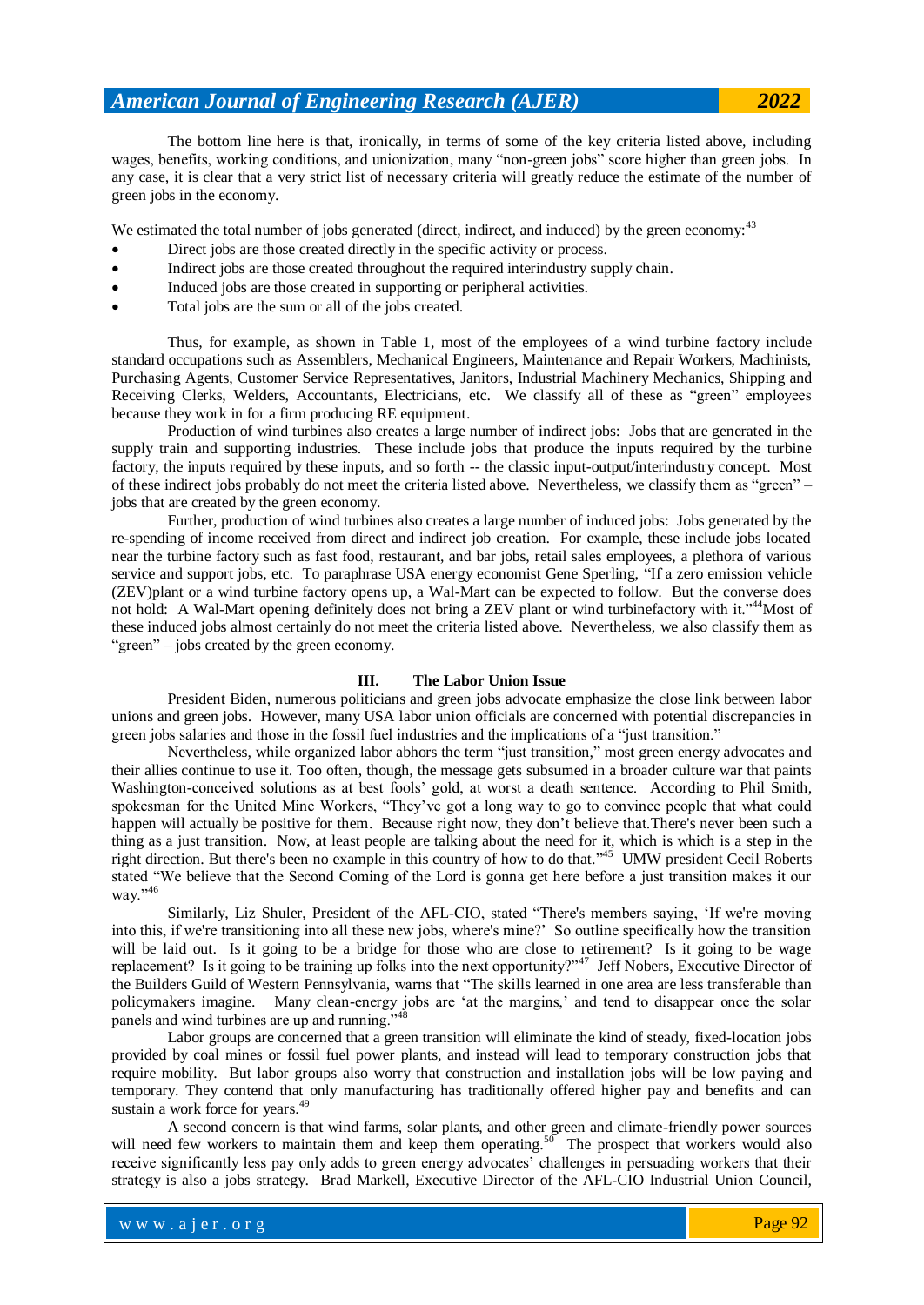The bottom line here is that, ironically, in terms of some of the key criteria listed above, including wages, benefits, working conditions, and unionization, many "non-green jobs" score higher than green jobs. In any case, it is clear that a very strict list of necessary criteria will greatly reduce the estimate of the number of green jobs in the economy.

We estimated the total number of jobs generated (direct, indirect, and induced) by the green economy:[43]

- Direct jobs are those created directly in the specific activity or process.
- Indirect jobs are those created throughout the required interindustry supply chain.
- Induced jobs are those created in supporting or peripheral activities.
- Total jobs are the sum or all of the jobs created.

Thus, for example, as shown in Table 1, most of the employees of a wind turbine factory include standard occupations such as Assemblers, Mechanical Engineers, Maintenance and Repair Workers, Machinists, Purchasing Agents, Customer Service Representatives, Janitors, Industrial Machinery Mechanics, Shipping and Receiving Clerks, Welders, Accountants, Electricians, etc. We classify all of these as "green" employees because they work in for a firm producing RE equipment.

Production of wind turbines also creates a large number of indirect jobs: Jobs that are generated in the supply train and supporting industries. These include jobs that produce the inputs required by the turbine factory, the inputs required by these inputs, and so forth -- the classic input-output/interindustry concept. Most of these indirect jobs probably do not meet the criteria listed above. Nevertheless, we classify them as "green" – jobs that are created by the green economy.

Further, production of wind turbines also creates a large number of induced jobs: Jobs generated by the re-spending of income received from direct and indirect job creation. For example, these include jobs located near the turbine factory such as fast food, restaurant, and bar jobs, retail sales employees, a plethora of various service and support jobs, etc. To paraphrase USA energy economist Gene Sperling, "If a zero emission vehicle (ZEV)plant or a wind turbine factory opens up, a Wal-Mart can be expected to follow. But the converse does not hold: A Wal-Mart opening definitely does not bring a ZEV plant or wind turbinefactory with it."[44]Most of these induced jobs almost certainly do not meet the criteria listed above. Nevertheless, we also classify them as "green" – jobs created by the green economy.

## III. The Labor Union Issue

President Biden, numerous politicians and green jobs advocate emphasize the close link between labor unions and green jobs. However, many USA labor union officials are concerned with potential discrepancies in green jobs salaries and those in the fossil fuel industries and the implications of a "just transition."

Nevertheless, while organized labor abhors the term "just transition," most green energy advocates and their allies continue to use it. Too often, though, the message gets subsumed in a broader culture war that paints Washington-conceived solutions as at best fools' gold, at worst a death sentence. According to Phil Smith, spokesman for the United Mine Workers, "They've got a long way to go to convince people that what could happen will actually be positive for them. Because right now, they don't believe that.There's never been such a thing as a just transition. Now, at least people are talking about the need for it, which is which is a step in the right direction. But there's been no example in this country of how to do that."[45] UMW president Cecil Roberts stated "We believe that the Second Coming of the Lord is gonna get here before a just transition makes it our way."[46]

Similarly, Liz Shuler, President of the AFL-CIO, stated "There's members saying, 'If we're moving into this, if we're transitioning into all these new jobs, where's mine?' So outline specifically how the transition will be laid out. Is it going to be a bridge for those who are close to retirement? Is it going to be wage replacement? Is it going to be training up folks into the next opportunity?"[47] Jeff Nobers, Executive Director of the Builders Guild of Western Pennsylvania, warns that "The skills learned in one area are less transferable than policymakers imagine. Many clean-energy jobs are 'at the margins,' and tend to disappear once the solar panels and wind turbines are up and running."[48]

Labor groups are concerned that a green transition will eliminate the kind of steady, fixed-location jobs provided by coal mines or fossil fuel power plants, and instead will lead to temporary construction jobs that require mobility. But labor groups also worry that construction and installation jobs will be low paying and temporary. They contend that only manufacturing has traditionally offered higher pay and benefits and can sustain a work force for years.[49]

A second concern is that wind farms, solar plants, and other green and climate-friendly power sources will need few workers to maintain them and keep them operating.[50] The prospect that workers would also receive significantly less pay only adds to green energy advocates' challenges in persuading workers that their strategy is also a jobs strategy. Brad Markell, Executive Director of the AFL-CIO Industrial Union Council,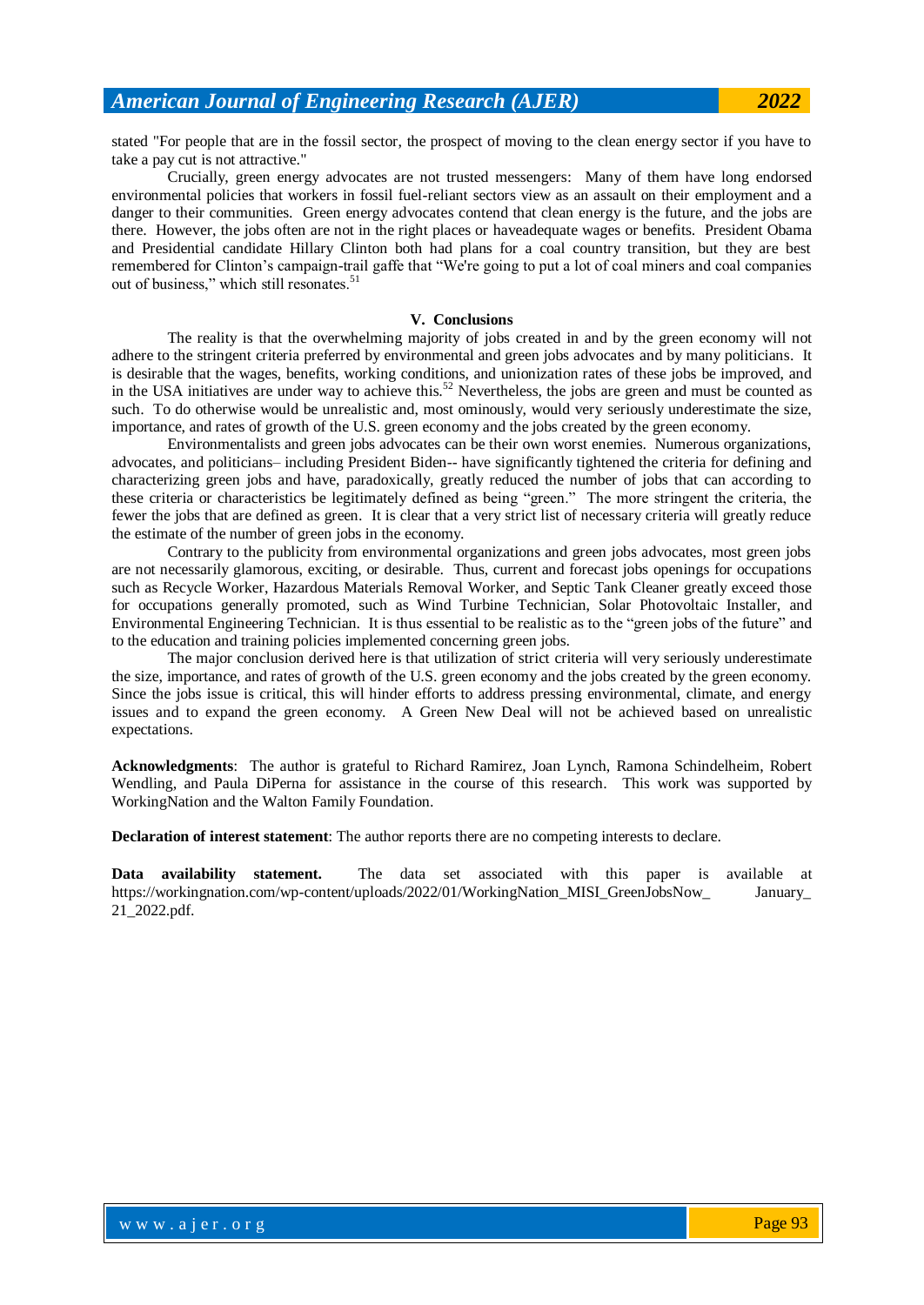stated "For people that are in the fossil sector, the prospect of moving to the clean energy sector if you have to take a pay cut is not attractive."

Crucially, green energy advocates are not trusted messengers: Many of them have long endorsed environmental policies that workers in fossil fuel-reliant sectors view as an assault on their employment and a danger to their communities. Green energy advocates contend that clean energy is the future, and the jobs are there. However, the jobs often are not in the right places or haveadequate wages or benefits. President Obama and Presidential candidate Hillary Clinton both had plans for a coal country transition, but they are best remembered for Clinton's campaign-trail gaffe that "We're going to put a lot of coal miners and coal companies out of business," which still resonates.[51]

## V. Conclusions

The reality is that the overwhelming majority of jobs created in and by the green economy will not adhere to the stringent criteria preferred by environmental and green jobs advocates and by many politicians. It is desirable that the wages, benefits, working conditions, and unionization rates of these jobs be improved, and in the USA initiatives are under way to achieve this.[52] Nevertheless, the jobs are green and must be counted as such. To do otherwise would be unrealistic and, most ominously, would very seriously underestimate the size, importance, and rates of growth of the U.S. green economy and the jobs created by the green economy.

Environmentalists and green jobs advocates can be their own worst enemies. Numerous organizations, advocates, and politicians– including President Biden-- have significantly tightened the criteria for defining and characterizing green jobs and have, paradoxically, greatly reduced the number of jobs that can according to these criteria or characteristics be legitimately defined as being "green." The more stringent the criteria, the fewer the jobs that are defined as green. It is clear that a very strict list of necessary criteria will greatly reduce the estimate of the number of green jobs in the economy.

Contrary to the publicity from environmental organizations and green jobs advocates, most green jobs are not necessarily glamorous, exciting, or desirable. Thus, current and forecast jobs openings for occupations such as Recycle Worker, Hazardous Materials Removal Worker, and Septic Tank Cleaner greatly exceed those for occupations generally promoted, such as Wind Turbine Technician, Solar Photovoltaic Installer, and Environmental Engineering Technician. It is thus essential to be realistic as to the "green jobs of the future" and to the education and training policies implemented concerning green jobs.

The major conclusion derived here is that utilization of strict criteria will very seriously underestimate the size, importance, and rates of growth of the U.S. green economy and the jobs created by the green economy. Since the jobs issue is critical, this will hinder efforts to address pressing environmental, climate, and energy issues and to expand the green economy. A Green New Deal will not be achieved based on unrealistic expectations.

**Acknowledgments**: The author is grateful to Richard Ramirez, Joan Lynch, Ramona Schindelheim, Robert Wendling, and Paula DiPerna for assistance in the course of this research. This work was supported by WorkingNation and the Walton Family Foundation.

**Declaration of interest statement**: The author reports there are no competing interests to declare.

**Data availability statement.** The data set associated with this paper is available at https://workingnation.com/wp-content/uploads/2022/01/WorkingNation_MISI_GreenJobsNow_ January_ 21_2022.pdf.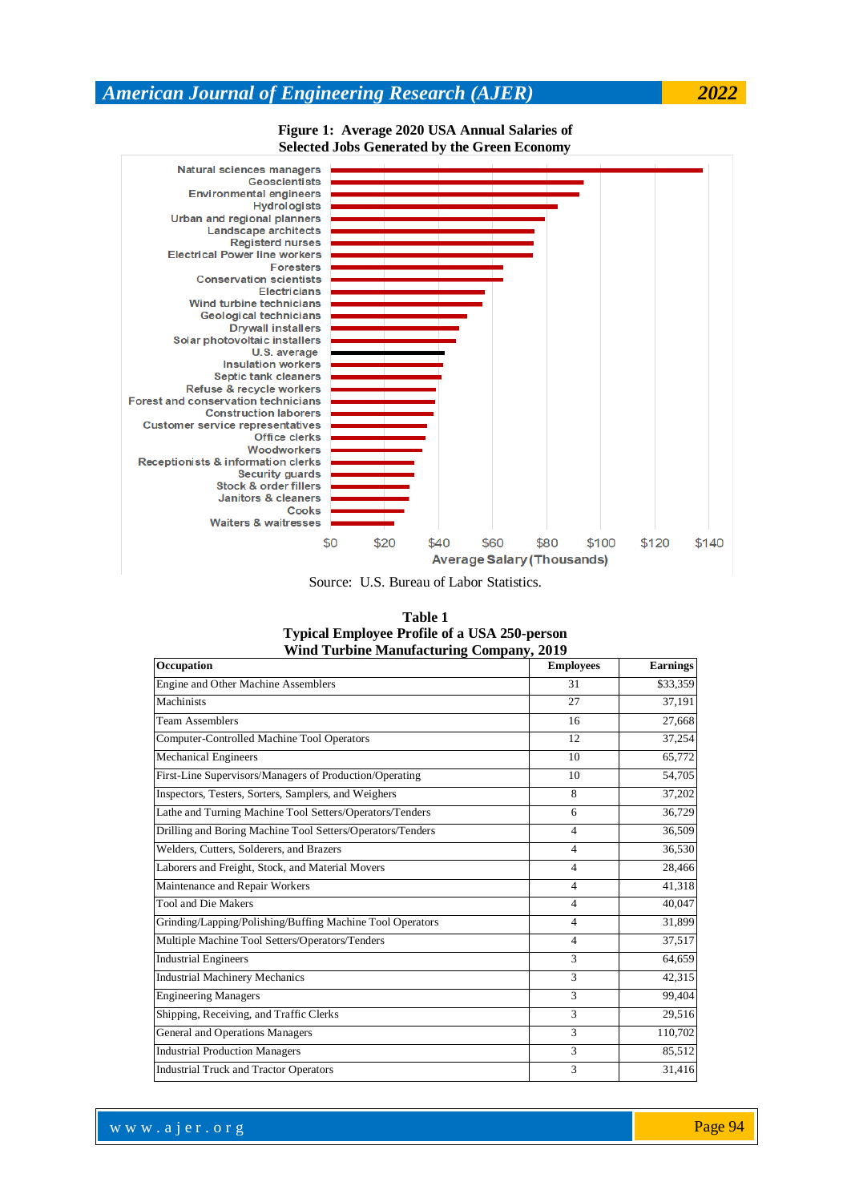**Figure 1: Average 2020 USA Annual Salaries of Selected Jobs Generated by the Green Economy**

Source: U.S. Bureau of Labor Statistics.

**Table 1**
**Typical Employee Profile of a USA 250-person Wind Turbine Manufacturing Company, 2019**

| Occupation | Employees | Earnings |
|---|---|---|
| Engine and Other Machine Assemblers | 31 | $33,359 |
| Machinists | 27 | 37,191 |
| Team Assemblers | 16 | 27,668 |
| Computer-Controlled Machine Tool Operators | 12 | 37,254 |
| Mechanical Engineers | 10 | 65,772 |
| First-Line Supervisors/Managers of Production/Operating | 10 | 54,705 |
| Inspectors, Testers, Sorters, Samplers, and Weighers | 8 | 37,202 |
| Lathe and Turning Machine Tool Setters/Operators/Tenders | 6 | 36,729 |
| Drilling and Boring Machine Tool Setters/Operators/Tenders | 4 | 36,509 |
| Welders, Cutters, Solderers, and Brazers | 4 | 36,530 |
| Laborers and Freight, Stock, and Material Movers | 4 | 28,466 |
| Maintenance and Repair Workers | 4 | 41,318 |
| Tool and Die Makers | 4 | 40,047 |
| Grinding/Lapping/Polishing/Buffing Machine Tool Operators | 4 | 31,899 |
| Multiple Machine Tool Setters/Operators/Tenders | 4 | 37,517 |
| Industrial Engineers | 3 | 64,659 |
| Industrial Machinery Mechanics | 3 | 42,315 |
| Engineering Managers | 3 | 99,404 |
| Shipping, Receiving, and Traffic Clerks | 3 | 29,516 |
| General and Operations Managers | 3 | 110,702 |
| Industrial Production Managers | 3 | 85,512 |
| Industrial Truck and Tractor Operators | 3 | 31,416 |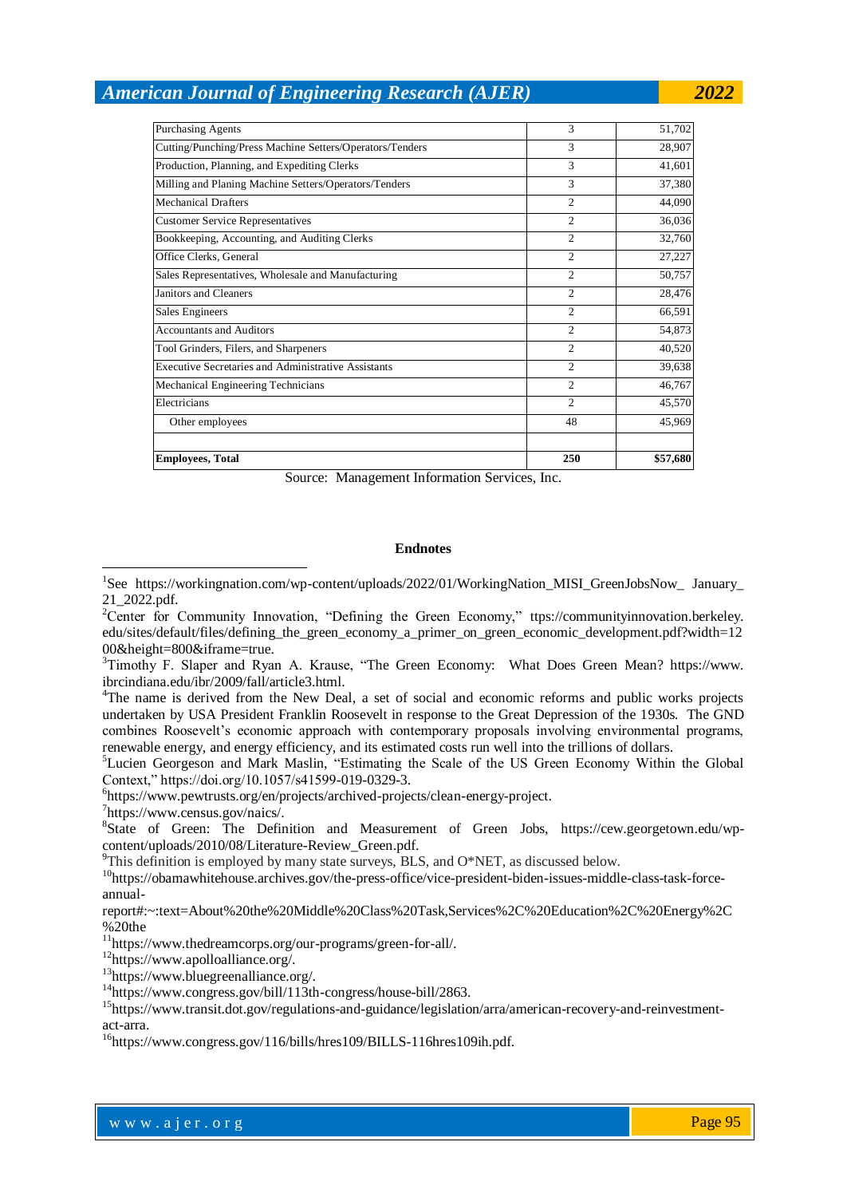| | | |
|---|---|---|
| Purchasing Agents | 3 | 51,702 |
| Cutting/Punching/Press Machine Setters/Operators/Tenders | 3 | 28,907 |
| Production, Planning, and Expediting Clerks | 3 | 41,601 |
| Milling and Planing Machine Setters/Operators/Tenders | 3 | 37,380 |
| Mechanical Drafters | 2 | 44,090 |
| Customer Service Representatives | 2 | 36,036 |
| Bookkeeping, Accounting, and Auditing Clerks | 2 | 32,760 |
| Office Clerks, General | 2 | 27,227 |
| Sales Representatives, Wholesale and Manufacturing | 2 | 50,757 |
| Janitors and Cleaners | 2 | 28,476 |
| Sales Engineers | 2 | 66,591 |
| Accountants and Auditors | 2 | 54,873 |
| Tool Grinders, Filers, and Sharpeners | 2 | 40,520 |
| Executive Secretaries and Administrative Assistants | 2 | 39,638 |
| Mechanical Engineering Technicians | 2 | 46,767 |
| Electricians | 2 | 45,570 |
| Other employees | 48 | 45,969 |
| | | |
| **Employees, Total** | **250** | **$57,680** |

Source: Management Information Services, Inc.

**Endnotes**

[1]See https://workingnation.com/wp-content/uploads/2022/01/WorkingNation_MISI_GreenJobsNow_ January_ 21_2022.pdf.

[2]Center for Community Innovation, "Defining the Green Economy," ttps://communityinnovation.berkeley.edu/sites/default/files/defining_the_green_economy_a_primer_on_green_economic_development.pdf?width=1200&height=800&iframe=true.

[3]Timothy F. Slaper and Ryan A. Krause, "The Green Economy: What Does Green Mean? https://www.ibrcindiana.edu/ibr/2009/fall/article3.html.

[4]The name is derived from the New Deal, a set of social and economic reforms and public works projects undertaken by USA President Franklin Roosevelt in response to the Great Depression of the 1930s. The GND combines Roosevelt's economic approach with contemporary proposals involving environmental programs, renewable energy, and energy efficiency, and its estimated costs run well into the trillions of dollars.

[5]Lucien Georgeson and Mark Maslin, "Estimating the Scale of the US Green Economy Within the Global Context," https://doi.org/10.1057/s41599-019-0329-3.

[6]https://www.pewtrusts.org/en/projects/archived-projects/clean-energy-project.

[7]https://www.census.gov/naics/.

[8]State of Green: The Definition and Measurement of Green Jobs, https://cew.georgetown.edu/wp-content/uploads/2010/08/Literature-Review_Green.pdf.

[9]This definition is employed by many state surveys, BLS, and O*NET, as discussed below.

[10]https://obamawhitehouse.archives.gov/the-press-office/vice-president-biden-issues-middle-class-task-force-annual-report#:~:text=About%20the%20Middle%20Class%20Task,Services%2C%20Education%2C%20Energy%2C%20the

[11]https://www.thedreamcorps.org/our-programs/green-for-all/.

[12]https://www.apolloalliance.org/.

[13]https://www.bluegreenalliance.org/.

[14]https://www.congress.gov/bill/113th-congress/house-bill/2863.

[15]https://www.transit.dot.gov/regulations-and-guidance/legislation/arra/american-recovery-and-reinvestment-act-arra.

[16]https://www.congress.gov/116/bills/hres109/BILLS-116hres109ih.pdf.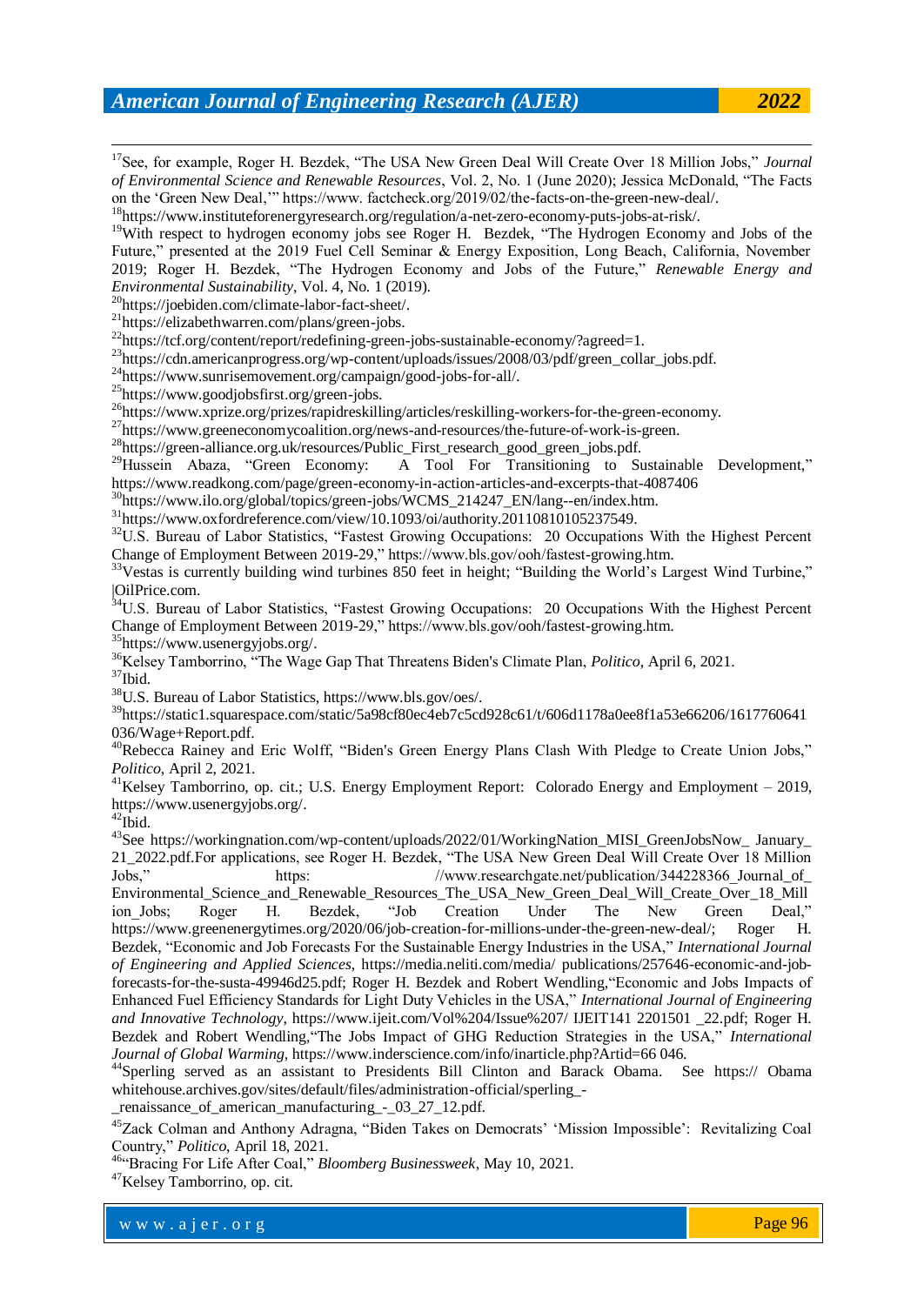[17]See, for example, Roger H. Bezdek, "The USA New Green Deal Will Create Over 18 Million Jobs," *Journal of Environmental Science and Renewable Resources*, Vol. 2, No. 1 (June 2020); Jessica McDonald, "The Facts on the 'Green New Deal,'" https://www. factcheck.org/2019/02/the-facts-on-the-green-new-deal/.

[18]https://www.instituteforenergyresearch.org/regulation/a-net-zero-economy-puts-jobs-at-risk/.

[19]With respect to hydrogen economy jobs see Roger H. Bezdek, "The Hydrogen Economy and Jobs of the Future," presented at the 2019 Fuel Cell Seminar & Energy Exposition, Long Beach, California, November 2019; Roger H. Bezdek, "The Hydrogen Economy and Jobs of the Future," *Renewable Energy and Environmental Sustainability*, Vol. 4, No. 1 (2019).

[20]https://joebiden.com/climate-labor-fact-sheet/.

[21]https://elizabethwarren.com/plans/green-jobs.

[22]https://tcf.org/content/report/redefining-green-jobs-sustainable-economy/?agreed=1.

[23]https://cdn.americanprogress.org/wp-content/uploads/issues/2008/03/pdf/green_collar_jobs.pdf.

[24]https://www.sunrisemovement.org/campaign/good-jobs-for-all/.

[25]https://www.goodjobsfirst.org/green-jobs.

[26]https://www.xprize.org/prizes/rapidreskilling/articles/reskilling-workers-for-the-green-economy.

[27]https://www.greeneconomycoalition.org/news-and-resources/the-future-of-work-is-green.

[28]https://green-alliance.org.uk/resources/Public_First_research_good_green_jobs.pdf.

[29]Hussein Abaza, "Green Economy: A Tool For Transitioning to Sustainable Development," https://www.readkong.com/page/green-economy-in-action-articles-and-excerpts-that-4087406

[30]https://www.ilo.org/global/topics/green-jobs/WCMS_214247_EN/lang--en/index.htm.

[31]https://www.oxfordreference.com/view/10.1093/oi/authority.20110810105237549.

[32]U.S. Bureau of Labor Statistics, "Fastest Growing Occupations: 20 Occupations With the Highest Percent Change of Employment Between 2019-29," https://www.bls.gov/ooh/fastest-growing.htm.

[33]Vestas is currently building wind turbines 850 feet in height; "Building the World's Largest Wind Turbine," |OilPrice.com.

[34]U.S. Bureau of Labor Statistics, "Fastest Growing Occupations: 20 Occupations With the Highest Percent Change of Employment Between 2019-29," https://www.bls.gov/ooh/fastest-growing.htm.

[35]https://www.usenergyjobs.org/.

[36]Kelsey Tamborrino, "The Wage Gap That Threatens Biden's Climate Plan, *Politico*, April 6, 2021.

[37]Ibid.

[38]U.S. Bureau of Labor Statistics, https://www.bls.gov/oes/.

[39]https://static1.squarespace.com/static/5a98cf80ec4eb7c5cd928c61/t/606d1178a0ee8f1a53e66206/1617760641036/Wage+Report.pdf.

[40]Rebecca Rainey and Eric Wolff, "Biden's Green Energy Plans Clash With Pledge to Create Union Jobs," *Politico*, April 2, 2021.

[41]Kelsey Tamborrino, op. cit.; U.S. Energy Employment Report: Colorado Energy and Employment – 2019, https://www.usenergyjobs.org/.

[42]Ibid.

[43]See https://workingnation.com/wp-content/uploads/2022/01/WorkingNation_MISI_GreenJobsNow_ January_21_2022.pdf.For applications, see Roger H. Bezdek, "The USA New Green Deal Will Create Over 18 Million Jobs," https: //www.researchgate.net/publication/344228366_Journal_of_Environmental_Science_and_Renewable_Resources_The_USA_New_Green_Deal_Will_Create_Over_18_Million_Jobs; Roger H. Bezdek, "Job Creation Under The New Green Deal," https://www.greenenergytimes.org/2020/06/job-creation-for-millions-under-the-green-new-deal/; Roger H. Bezdek, "Economic and Job Forecasts For the Sustainable Energy Industries in the USA," *International Journal of Engineering and Applied Sciences*, https://media.neliti.com/media/ publications/257646-economic-and-job-forecasts-for-the-susta-49946d25.pdf; Roger H. Bezdek and Robert Wendling,"Economic and Jobs Impacts of Enhanced Fuel Efficiency Standards for Light Duty Vehicles in the USA," *International Journal of Engineering and Innovative Technology*, https://www.ijeit.com/Vol%204/Issue%207/ IJEIT141 2201501 _22.pdf; Roger H. Bezdek and Robert Wendling,"The Jobs Impact of GHG Reduction Strategies in the USA," *International Journal of Global Warming*, https://www.inderscience.com/info/inarticle.php?Artid=66 046.

[44]Sperling served as an assistant to Presidents Bill Clinton and Barack Obama. See https:// Obama whitehouse.archives.gov/sites/default/files/administration-official/sperling_-_renaissance_of_american_manufacturing_-_03_27_12.pdf.

[45]Zack Colman and Anthony Adragna, "Biden Takes on Democrats' 'Mission Impossible': Revitalizing Coal Country," *Politico*, April 18, 2021.

[46]"Bracing For Life After Coal," *Bloomberg Businessweek*, May 10, 2021.

[47]Kelsey Tamborrino, op. cit.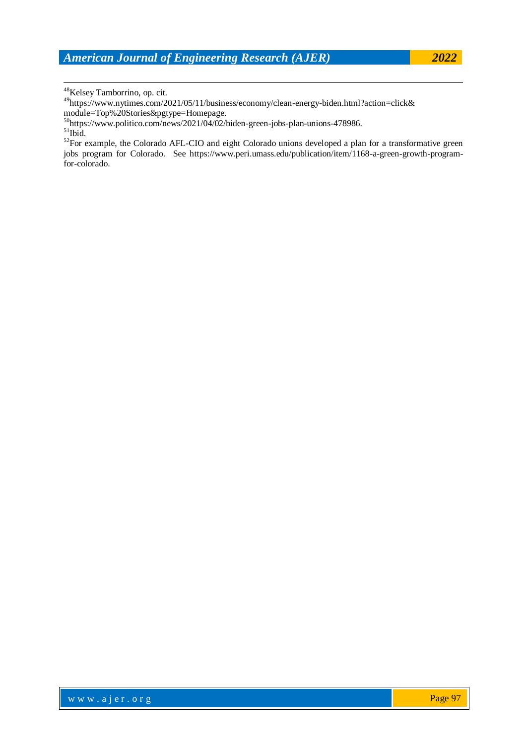[48]Kelsey Tamborrino, op. cit.

[49]https://www.nytimes.com/2021/05/11/business/economy/clean-energy-biden.html?action=click&module=Top%20Stories&pgtype=Homepage.

[50]https://www.politico.com/news/2021/04/02/biden-green-jobs-plan-unions-478986.

[51]Ibid.

[52]For example, the Colorado AFL-CIO and eight Colorado unions developed a plan for a transformative green jobs program for Colorado. See https://www.peri.umass.edu/publication/item/1168-a-green-growth-program-for-colorado.